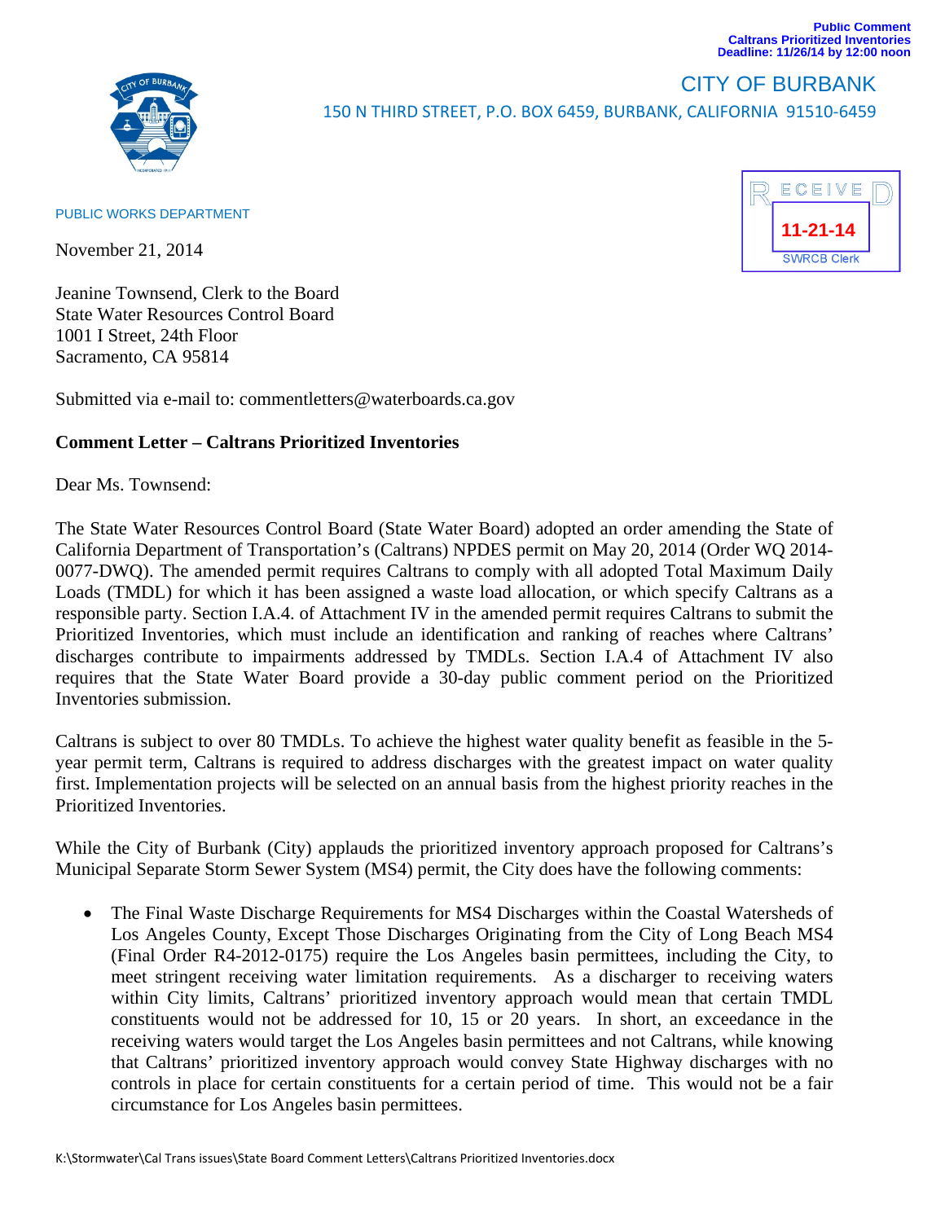Public Comment
Caltrans Prioritized Inventories
Deadline: 11/26/14 by 12:00 noon

CITY OF BURBANK
150 N THIRD STREET, P.O. BOX 6459, BURBANK, CALIFORNIA 91510-6459

PUBLIC WORKS DEPARTMENT

RECEIVED
11-21-14
SWRCB Clerk

November 21, 2014

Jeanine Townsend, Clerk to the Board
State Water Resources Control Board
1001 I Street, 24th Floor
Sacramento, CA 95814

Submitted via e-mail to: commentletters@waterboards.ca.gov

**Comment Letter – Caltrans Prioritized Inventories**

Dear Ms. Townsend:

The State Water Resources Control Board (State Water Board) adopted an order amending the State of California Department of Transportation's (Caltrans) NPDES permit on May 20, 2014 (Order WQ 2014-0077-DWQ). The amended permit requires Caltrans to comply with all adopted Total Maximum Daily Loads (TMDL) for which it has been assigned a waste load allocation, or which specify Caltrans as a responsible party. Section I.A.4. of Attachment IV in the amended permit requires Caltrans to submit the Prioritized Inventories, which must include an identification and ranking of reaches where Caltrans' discharges contribute to impairments addressed by TMDLs. Section I.A.4 of Attachment IV also requires that the State Water Board provide a 30-day public comment period on the Prioritized Inventories submission.

Caltrans is subject to over 80 TMDLs. To achieve the highest water quality benefit as feasible in the 5-year permit term, Caltrans is required to address discharges with the greatest impact on water quality first. Implementation projects will be selected on an annual basis from the highest priority reaches in the Prioritized Inventories.

While the City of Burbank (City) applauds the prioritized inventory approach proposed for Caltrans's Municipal Separate Storm Sewer System (MS4) permit, the City does have the following comments:

- The Final Waste Discharge Requirements for MS4 Discharges within the Coastal Watersheds of Los Angeles County, Except Those Discharges Originating from the City of Long Beach MS4 (Final Order R4-2012-0175) require the Los Angeles basin permittees, including the City, to meet stringent receiving water limitation requirements. As a discharger to receiving waters within City limits, Caltrans' prioritized inventory approach would mean that certain TMDL constituents would not be addressed for 10, 15 or 20 years. In short, an exceedance in the receiving waters would target the Los Angeles basin permittees and not Caltrans, while knowing that Caltrans' prioritized inventory approach would convey State Highway discharges with no controls in place for certain constituents for a certain period of time. This would not be a fair circumstance for Los Angeles basin permittees.

K:\Stormwater\Cal Trans issues\State Board Comment Letters\Caltrans Prioritized Inventories.docx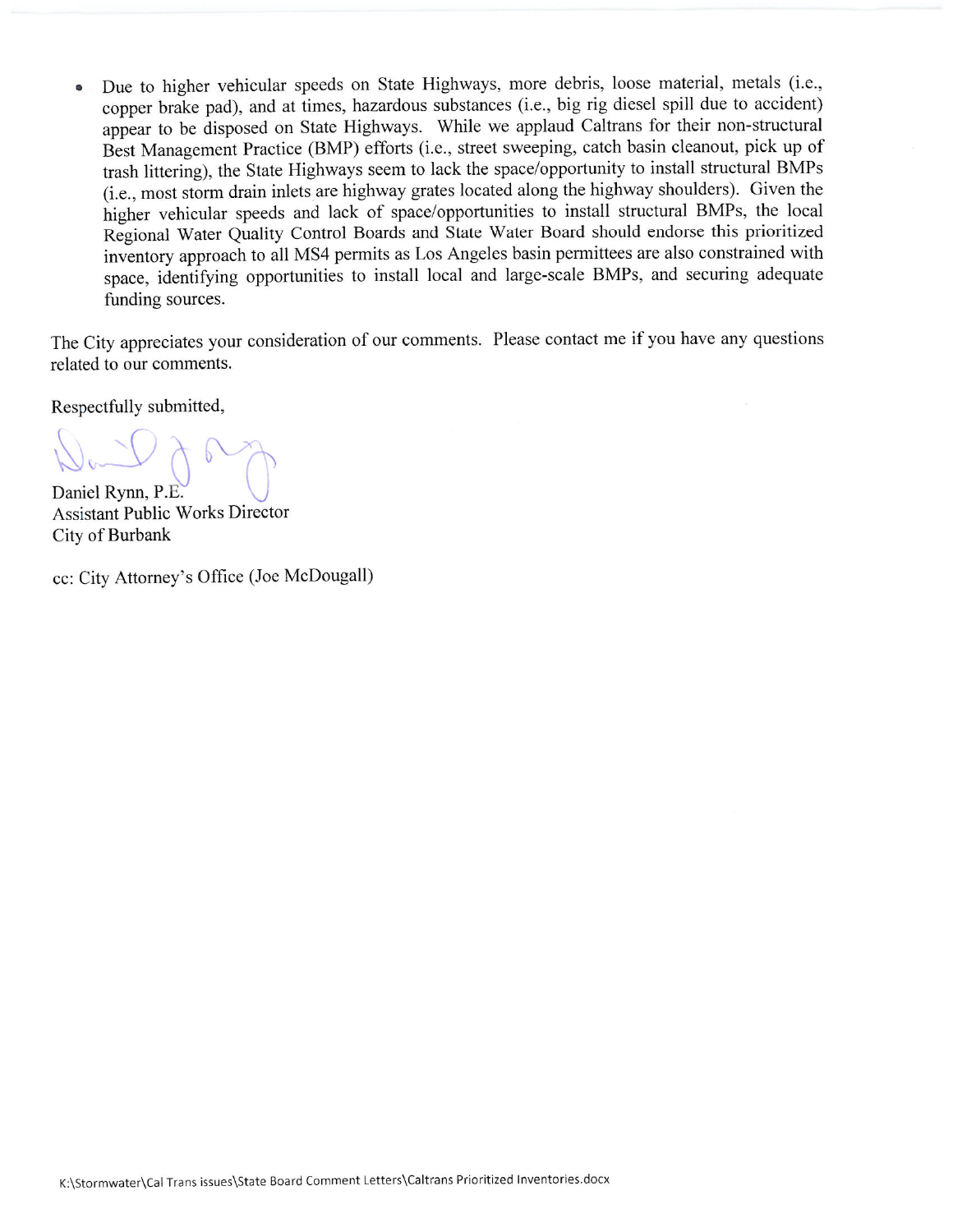- Due to higher vehicular speeds on State Highways, more debris, loose material, metals (i.e., copper brake pad), and at times, hazardous substances (i.e., big rig diesel spill due to accident) appear to be disposed on State Highways. While we applaud Caltrans for their non-structural Best Management Practice (BMP) efforts (i.e., street sweeping, catch basin cleanout, pick up of trash littering), the State Highways seem to lack the space/opportunity to install structural BMPs (i.e., most storm drain inlets are highway grates located along the highway shoulders). Given the higher vehicular speeds and lack of space/opportunities to install structural BMPs, the local Regional Water Quality Control Boards and State Water Board should endorse this prioritized inventory approach to all MS4 permits as Los Angeles basin permittees are also constrained with space, identifying opportunities to install local and large-scale BMPs, and securing adequate funding sources.

The City appreciates your consideration of our comments. Please contact me if you have any questions related to our comments.

Respectfully submitted,

Daniel Rynn, P.E.
Assistant Public Works Director
City of Burbank

cc: City Attorney's Office (Joe McDougall)

K:\Stormwater\Cal Trans issues\State Board Comment Letters\Caltrans Prioritized Inventories.docx